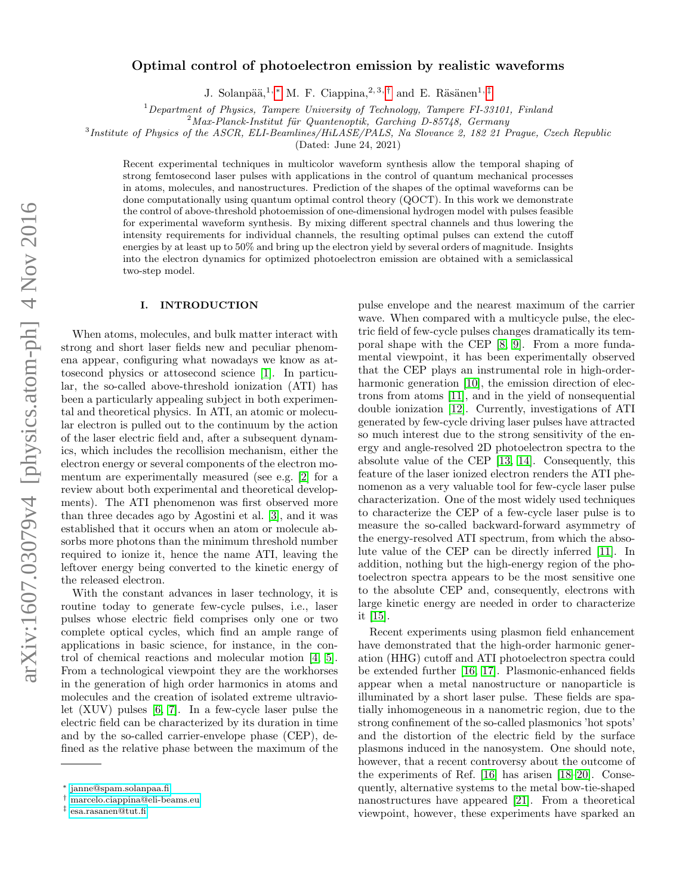# Optimal control of photoelectron emission by realistic waveforms

J. Solanpää,[1,*] M. F. Ciappina,[2,3,†] and E. Räsänen[1,‡]

[1] *Department of Physics, Tampere University of Technology, Tampere FI-33101, Finland*
[2] *Max-Planck-Institut für Quantenoptik, Garching D-85748, Germany*
[3] *Institute of Physics of the ASCR, ELI-Beamlines/HiLASE/PALS, Na Slovance 2, 182 21 Prague, Czech Republic*

(Dated: June 24, 2021)

Recent experimental techniques in multicolor waveform synthesis allow the temporal shaping of strong femtosecond laser pulses with applications in the control of quantum mechanical processes in atoms, molecules, and nanostructures. Prediction of the shapes of the optimal waveforms can be done computationally using quantum optimal control theory (QOCT). In this work we demonstrate the control of above-threshold photoemission of one-dimensional hydrogen model with pulses feasible for experimental waveform synthesis. By mixing different spectral channels and thus lowering the intensity requirements for individual channels, the resulting optimal pulses can extend the cutoff energies by at least up to 50% and bring up the electron yield by several orders of magnitude. Insights into the electron dynamics for optimized photoelectron emission are obtained with a semiclassical two-step model.

## I. INTRODUCTION

When atoms, molecules, and bulk matter interact with strong and short laser fields new and peculiar phenomena appear, configuring what nowadays we know as attosecond physics or attosecond science [1]. In particular, the so-called above-threshold ionization (ATI) has been a particularly appealing subject in both experimental and theoretical physics. In ATI, an atomic or molecular electron is pulled out to the continuum by the action of the laser electric field and, after a subsequent dynamics, which includes the recollision mechanism, either the electron energy or several components of the electron momentum are experimentally measured (see e.g. [2] for a review about both experimental and theoretical developments). The ATI phenomenon was first observed more than three decades ago by Agostini et al. [3], and it was established that it occurs when an atom or molecule absorbs more photons than the minimum threshold number required to ionize it, hence the name ATI, leaving the leftover energy being converted to the kinetic energy of the released electron.

With the constant advances in laser technology, it is routine today to generate few-cycle pulses, i.e., laser pulses whose electric field comprises only one or two complete optical cycles, which find an ample range of applications in basic science, for instance, in the control of chemical reactions and molecular motion [4, 5]. From a technological viewpoint they are the workhorses in the generation of high order harmonics in atoms and molecules and the creation of isolated extreme ultraviolet (XUV) pulses [6, 7]. In a few-cycle laser pulse the electric field can be characterized by its duration in time and by the so-called carrier-envelope phase (CEP), defined as the relative phase between the maximum of the pulse envelope and the nearest maximum of the carrier wave. When compared with a multicycle pulse, the electric field of few-cycle pulses changes dramatically its temporal shape with the CEP [8, 9]. From a more fundamental viewpoint, it has been experimentally observed that the CEP plays an instrumental role in high-order-harmonic generation [10], the emission direction of electrons from atoms [11], and in the yield of nonsequential double ionization [12]. Currently, investigations of ATI generated by few-cycle driving laser pulses have attracted so much interest due to the strong sensitivity of the energy and angle-resolved 2D photoelectron spectra to the absolute value of the CEP [13, 14]. Consequently, this feature of the laser ionized electron renders the ATI phenomenon as a very valuable tool for few-cycle laser pulse characterization. One of the most widely used techniques to characterize the CEP of a few-cycle laser pulse is to measure the so-called backward-forward asymmetry of the energy-resolved ATI spectrum, from which the absolute value of the CEP can be directly inferred [11]. In addition, nothing but the high-energy region of the photoelectron spectra appears to be the most sensitive one to the absolute CEP and, consequently, electrons with large kinetic energy are needed in order to characterize it [15].

Recent experiments using plasmon field enhancement have demonstrated that the high-order harmonic generation (HHG) cutoff and ATI photoelectron spectra could be extended further [16, 17]. Plasmonic-enhanced fields appear when a metal nanostructure or nanoparticle is illuminated by a short laser pulse. These fields are spatially inhomogeneous in a nanometric region, due to the strong confinement of the so-called plasmonics 'hot spots' and the distortion of the electric field by the surface plasmons induced in the nanosystem. One should note, however, that a recent controversy about the outcome of the experiments of Ref. [16] has arisen [18–20]. Consequently, alternative systems to the metal bow-tie-shaped nanostructures have appeared [21]. From a theoretical viewpoint, however, these experiments have sparked an

* janne@spam.solanpaa.fi
† marcelo.ciappina@eli-beams.eu
‡ esa.rasanen@tut.fi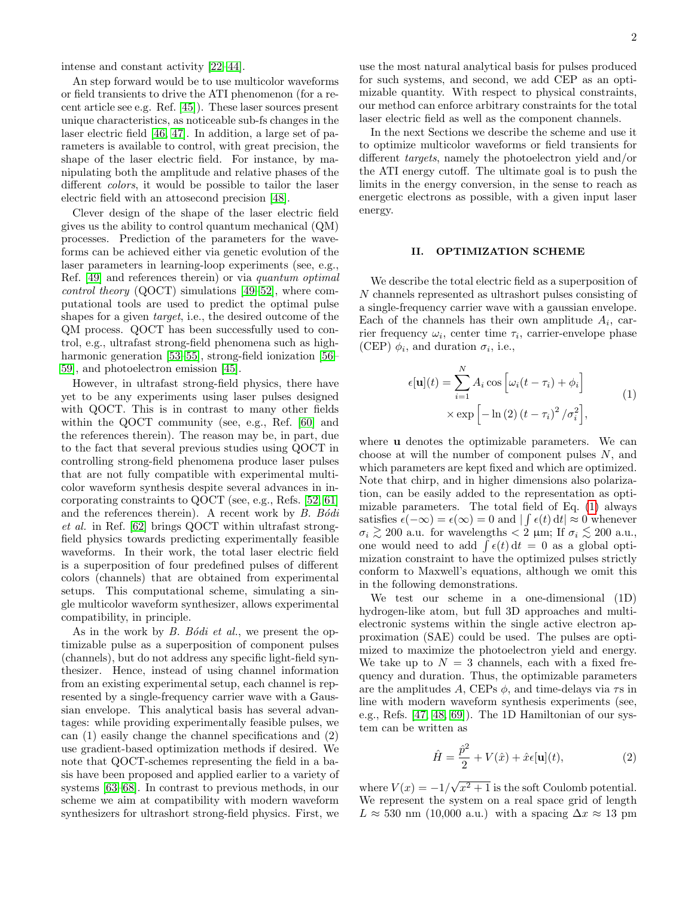intense and constant activity [22–44].

An step forward would be to use multicolor waveforms or field transients to drive the ATI phenomenon (for a recent article see e.g. Ref. [45]). These laser sources present unique characteristics, as noticeable sub-fs changes in the laser electric field [46, 47]. In addition, a large set of parameters is available to control, with great precision, the shape of the laser electric field. For instance, by manipulating both the amplitude and relative phases of the different *colors*, it would be possible to tailor the laser electric field with an attosecond precision [48].

Clever design of the shape of the laser electric field gives us the ability to control quantum mechanical (QM) processes. Prediction of the parameters for the waveforms can be achieved either via genetic evolution of the laser parameters in learning-loop experiments (see, e.g., Ref. [49] and references therein) or via *quantum optimal control theory* (QOCT) simulations [49–52], where computational tools are used to predict the optimal pulse shapes for a given *target*, i.e., the desired outcome of the QM process. QOCT has been successfully used to control, e.g., ultrafast strong-field phenomena such as high-harmonic generation [53–55], strong-field ionization [56–59], and photoelectron emission [45].

However, in ultrafast strong-field physics, there have yet to be any experiments using laser pulses designed with QOCT. This is in contrast to many other fields within the QOCT community (see, e.g., Ref. [60] and the references therein). The reason may be, in part, due to the fact that several previous studies using QOCT in controlling strong-field phenomena produce laser pulses that are not fully compatible with experimental multicolor waveform synthesis despite several advances in incorporating constraints to QOCT (see, e.g., Refs. [52, 61] and the references therein). A recent work by *B. Bódi et al.* in Ref. [62] brings QOCT within ultrafast strong-field physics towards predicting experimentally feasible waveforms. In their work, the total laser electric field is a superposition of four predefined pulses of different colors (channels) that are obtained from experimental setups. This computational scheme, simulating a single multicolor waveform synthesizer, allows experimental compatibility, in principle.

As in the work by *B. Bódi et al.*, we present the optimizable pulse as a superposition of component pulses (channels), but do not address any specific light-field synthesizer. Hence, instead of using channel information from an existing experimental setup, each channel is represented by a single-frequency carrier wave with a Gaussian envelope. This analytical basis has several advantages: while providing experimentally feasible pulses, we can (1) easily change the channel specifications and (2) use gradient-based optimization methods if desired. We note that QOCT-schemes representing the field in a basis have been proposed and applied earlier to a variety of systems [63–68]. In contrast to previous methods, in our scheme we aim at compatibility with modern waveform synthesizers for ultrashort strong-field physics. First, we use the most natural analytical basis for pulses produced for such systems, and second, we add CEP as an optimizable quantity. With respect to physical constraints, our method can enforce arbitrary constraints for the total laser electric field as well as the component channels.

In the next Sections we describe the scheme and use it to optimize multicolor waveforms or field transients for different *targets*, namely the photoelectron yield and/or the ATI energy cutoff. The ultimate goal is to push the limits in the energy conversion, in the sense to reach as energetic electrons as possible, with a given input laser energy.

## II. OPTIMIZATION SCHEME

We describe the total electric field as a superposition of $N$ channels represented as ultrashort pulses consisting of a single-frequency carrier wave with a gaussian envelope. Each of the channels has their own amplitude $A_i$, carrier frequency $\omega_i$, center time $\tau_i$, carrier-envelope phase (CEP) $\phi_i$, and duration $\sigma_i$, i.e.,

$$
\begin{aligned}
\epsilon[\mathbf{u}](t) = \sum_{i=1}^{N} A_i \cos\Big[\omega_i(t-\tau_i)+\phi_i\Big] \\
\times \exp\Big[-\ln(2)\,(t-\tau_i)^2/\sigma_i^2\Big],
\end{aligned}
\tag{1}
$$

where $\mathbf{u}$ denotes the optimizable parameters. We can choose at will the number of component pulses $N$, and which parameters are kept fixed and which are optimized. Note that chirp, and in higher dimensions also polarization, can be easily added to the representation as optimizable parameters. The total field of Eq. (1) always satisfies $\epsilon(-\infty)=\epsilon(\infty)=0$ and $|\int \epsilon(t)\,\mathrm{d}t| \approx 0$ whenever $\sigma_i \gtrsim 200$ a.u. for wavelengths $< 2$ μm; If $\sigma_i \lesssim 200$ a.u., one would need to add $\int \epsilon(t)\,\mathrm{d}t = 0$ as a global optimization constraint to have the optimized pulses strictly conform to Maxwell's equations, although we omit this in the following demonstrations.

We test our scheme in a one-dimensional (1D) hydrogen-like atom, but full 3D approaches and multi-electronic systems within the single active electron approximation (SAE) could be used. The pulses are optimized to maximize the photoelectron yield and energy. We take up to $N=3$ channels, each with a fixed frequency and duration. Thus, the optimizable parameters are the amplitudes $A$, CEPs $\phi$, and time-delays via $\tau$s in line with modern waveform synthesis experiments (see, e.g., Refs. [47, 48, 69]). The 1D Hamiltonian of our system can be written as

$$
\hat{H} = \frac{\hat{p}^2}{2} + V(\hat{x}) + \hat{x}\epsilon[\mathbf{u}](t),
\tag{2}
$$

where $V(x) = -1/\sqrt{x^2+1}$ is the soft Coulomb potential. We represent the system on a real space grid of length $L \approx 530$ nm (10,000 a.u.) with a spacing $\Delta x \approx 13$ pm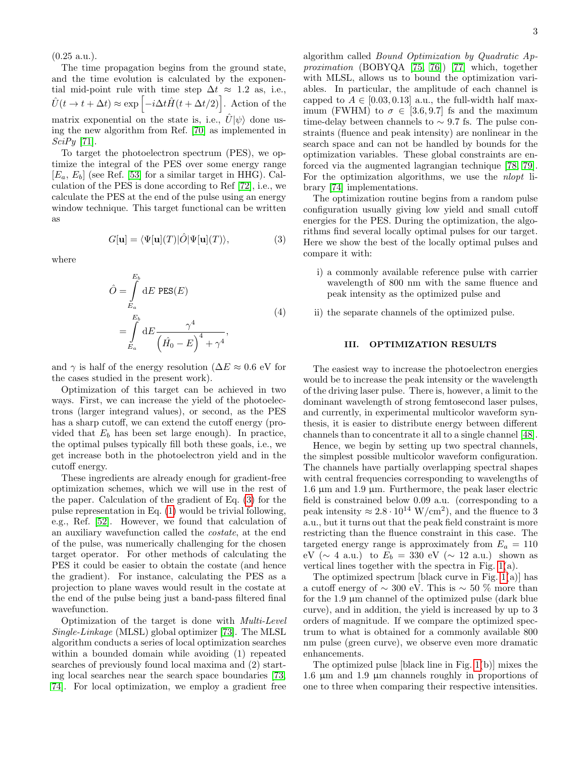(0.25 a.u.).

The time propagation begins from the ground state, and the time evolution is calculated by the exponential mid-point rule with time step $\Delta t \approx 1.2$ as, i.e., $\hat{U}(t \to t + \Delta t) \approx \exp\left[-i\Delta t \hat{H}(t + \Delta t/2)\right]$. Action of the matrix exponential on the state is, i.e., $\hat{U}|\psi\rangle$ done using the new algorithm from Ref. [70] as implemented in *SciPy* [71].

To target the photoelectron spectrum (PES), we optimize the integral of the PES over some energy range $[E_a, E_b]$ (see Ref. [53] for a similar target in HHG). Calculation of the PES is done according to Ref [72], i.e., we calculate the PES at the end of the pulse using an energy window technique. This target functional can be written as

$$G[\mathbf{u}] = \langle \Psi[\mathbf{u}](T)|\hat{O}|\Psi[\mathbf{u}](T)\rangle, \tag{3}$$

where

$$\begin{aligned} \hat{O} &= \int_{E_a}^{E_b} \mathrm{d}E \; \mathtt{PES}(E) \\ &= \int_{E_a}^{E_b} \mathrm{d}E \frac{\gamma^4}{\left(\hat{H}_0 - E\right)^4 + \gamma^4}, \end{aligned} \tag{4}$$

and $\gamma$ is half of the energy resolution ($\Delta E \approx 0.6$ eV for the cases studied in the present work).

Optimization of this target can be achieved in two ways. First, we can increase the yield of the photoelectrons (larger integrand values), or second, as the PES has a sharp cutoff, we can extend the cutoff energy (provided that $E_b$ has been set large enough). In practice, the optimal pulses typically fill both these goals, i.e., we get increase both in the photoelectron yield and in the cutoff energy.

These ingredients are already enough for gradient-free optimization schemes, which we will use in the rest of the paper. Calculation of the gradient of Eq. (3) for the pulse representation in Eq. (1) would be trivial following, e.g., Ref. [52]. However, we found that calculation of an auxiliary wavefunction called the *costate*, at the end of the pulse, was numerically challenging for the chosen target operator. For other methods of calculating the PES it could be easier to obtain the costate (and hence the gradient). For instance, calculating the PES as a projection to plane waves would result in the costate at the end of the pulse being just a band-pass filtered final wavefunction.

Optimization of the target is done with *Multi-Level Single-Linkage* (MLSL) global optimizer [73]. The MLSL algorithm conducts a series of local optimization searches within a bounded domain while avoiding (1) repeated searches of previously found local maxima and (2) starting local searches near the search space boundaries [73, 74]. For local optimization, we employ a gradient free algorithm called *Bound Optimization by Quadratic Approximation* (BOBYQA [75, 76]) [77] which, together with MLSL, allows us to bound the optimization variables. In particular, the amplitude of each channel is capped to $A \in [0.03, 0.13]$ a.u., the full-width half maximum (FWHM) to $\sigma \in [3.6, 9.7]$ fs and the maximum time-delay between channels to $\sim 9.7$ fs. The pulse constraints (fluence and peak intensity) are nonlinear in the search space and can not be handled by bounds for the optimization variables. These global constraints are enforced via the augmented lagrangian technique [78, 79]. For the optimization algorithms, we use the *nlopt* library [74] implementations.

The optimization routine begins from a random pulse configuration usually giving low yield and small cutoff energies for the PES. During the optimization, the algorithms find several locally optimal pulses for our target. Here we show the best of the locally optimal pulses and compare it with:

i) a commonly available reference pulse with carrier wavelength of 800 nm with the same fluence and peak intensity as the optimized pulse and

ii) the separate channels of the optimized pulse.

## III. OPTIMIZATION RESULTS

The easiest way to increase the photoelectron energies would be to increase the peak intensity or the wavelength of the driving laser pulse. There is, however, a limit to the dominant wavelength of strong femtosecond laser pulses, and currently, in experimental multicolor waveform synthesis, it is easier to distribute energy between different channels than to concentrate it all to a single channel [48].

Hence, we begin by setting up two spectral channels, the simplest possible multicolor waveform configuration. The channels have partially overlapping spectral shapes with central frequencies corresponding to wavelengths of 1.6 µm and 1.9 µm. Furthermore, the peak laser electric field is constrained below 0.09 a.u. (corresponding to a peak intensity $\approx 2.8 \cdot 10^{14}$ W/cm$^2$), and the fluence to 3 a.u., but it turns out that the peak field constraint is more restricting than the fluence constraint in this case. The targeted energy range is approximately from $E_a = 110$ eV ($\sim 4$ a.u.) to $E_b = 330$ eV ($\sim 12$ a.u.) shown as vertical lines together with the spectra in Fig. 1(a).

The optimized spectrum [black curve in Fig. 1(a)] has a cutoff energy of $\sim 300$ eV. This is $\sim 50$ % more than for the 1.9 µm channel of the optimized pulse (dark blue curve), and in addition, the yield is increased by up to 3 orders of magnitude. If we compare the optimized spectrum to what is obtained for a commonly available 800 nm pulse (green curve), we observe even more dramatic enhancements.

The optimized pulse [black line in Fig. 1(b)] mixes the 1.6 µm and 1.9 µm channels roughly in proportions of one to three when comparing their respective intensities.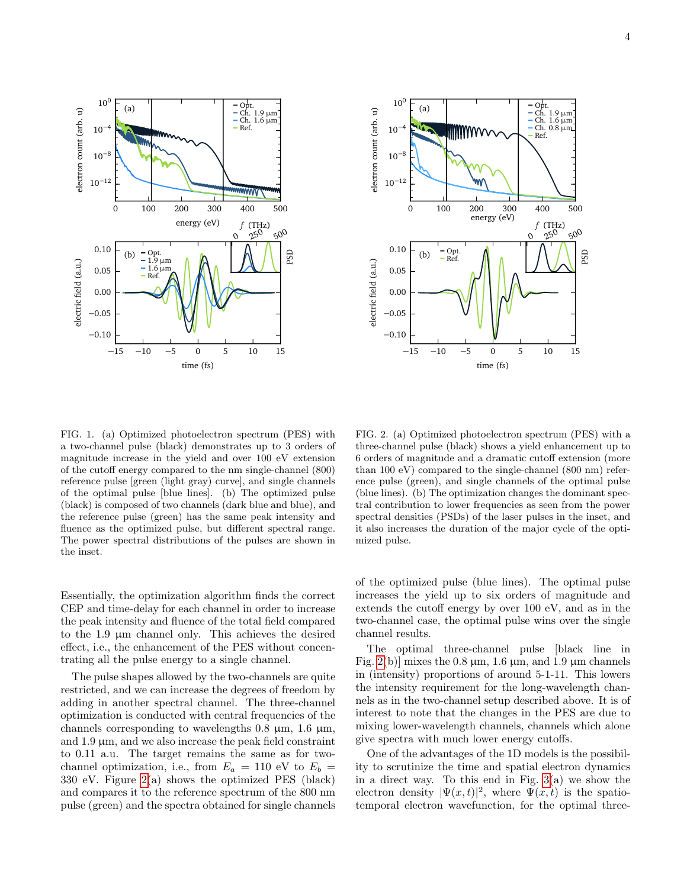FIG. 1. (a) Optimized photoelectron spectrum (PES) with a two-channel pulse (black) demonstrates up to 3 orders of magnitude increase in the yield and over 100 eV extension of the cutoff energy compared to the nm single-channel (800) reference pulse [green (light gray) curve], and single channels of the optimal pulse [blue lines]. (b) The optimized pulse (black) is composed of two channels (dark blue and blue), and the reference pulse (green) has the same peak intensity and fluence as the optimized pulse, but different spectral range. The power spectral distributions of the pulses are shown in the inset.

FIG. 2. (a) Optimized photoelectron spectrum (PES) with a three-channel pulse (black) shows a yield enhancement up to 6 orders of magnitude and a dramatic cutoff extension (more than 100 eV) compared to the single-channel (800 nm) reference pulse (green), and single channels of the optimal pulse (blue lines). (b) The optimization changes the dominant spectral contribution to lower frequencies as seen from the power spectral densities (PSDs) of the laser pulses in the inset, and it also increases the duration of the major cycle of the optimized pulse.

Essentially, the optimization algorithm finds the correct CEP and time-delay for each channel in order to increase the peak intensity and fluence of the total field compared to the 1.9 µm channel only. This achieves the desired effect, i.e., the enhancement of the PES without concentrating all the pulse energy to a single channel.

The pulse shapes allowed by the two-channels are quite restricted, and we can increase the degrees of freedom by adding in another spectral channel. The three-channel optimization is conducted with central frequencies of the channels corresponding to wavelengths 0.8 µm, 1.6 µm, and 1.9 µm, and we also increase the peak field constraint to 0.11 a.u. The target remains the same as for two-channel optimization, i.e., from $E_a = 110$ eV to $E_b = 330$ eV. Figure 2(a) shows the optimized PES (black) and compares it to the reference spectrum of the 800 nm pulse (green) and the spectra obtained for single channels of the optimized pulse (blue lines). The optimal pulse increases the yield up to six orders of magnitude and extends the cutoff energy by over 100 eV, and as in the two-channel case, the optimal pulse wins over the single channel results.

The optimal three-channel pulse [black line in Fig. 2(b)] mixes the 0.8 µm, 1.6 µm, and 1.9 µm channels in (intensity) proportions of around 5-1-11. This lowers the intensity requirement for the long-wavelength channels as in the two-channel setup described above. It is of interest to note that the changes in the PES are due to mixing lower-wavelength channels, channels which alone give spectra with much lower energy cutoffs.

One of the advantages of the 1D models is the possibility to scrutinize the time and spatial electron dynamics in a direct way. To this end in Fig. 3(a) we show the electron density $|\Psi(x,t)|^2$, where $\Psi(x,t)$ is the spatio-temporal electron wavefunction, for the optimal three-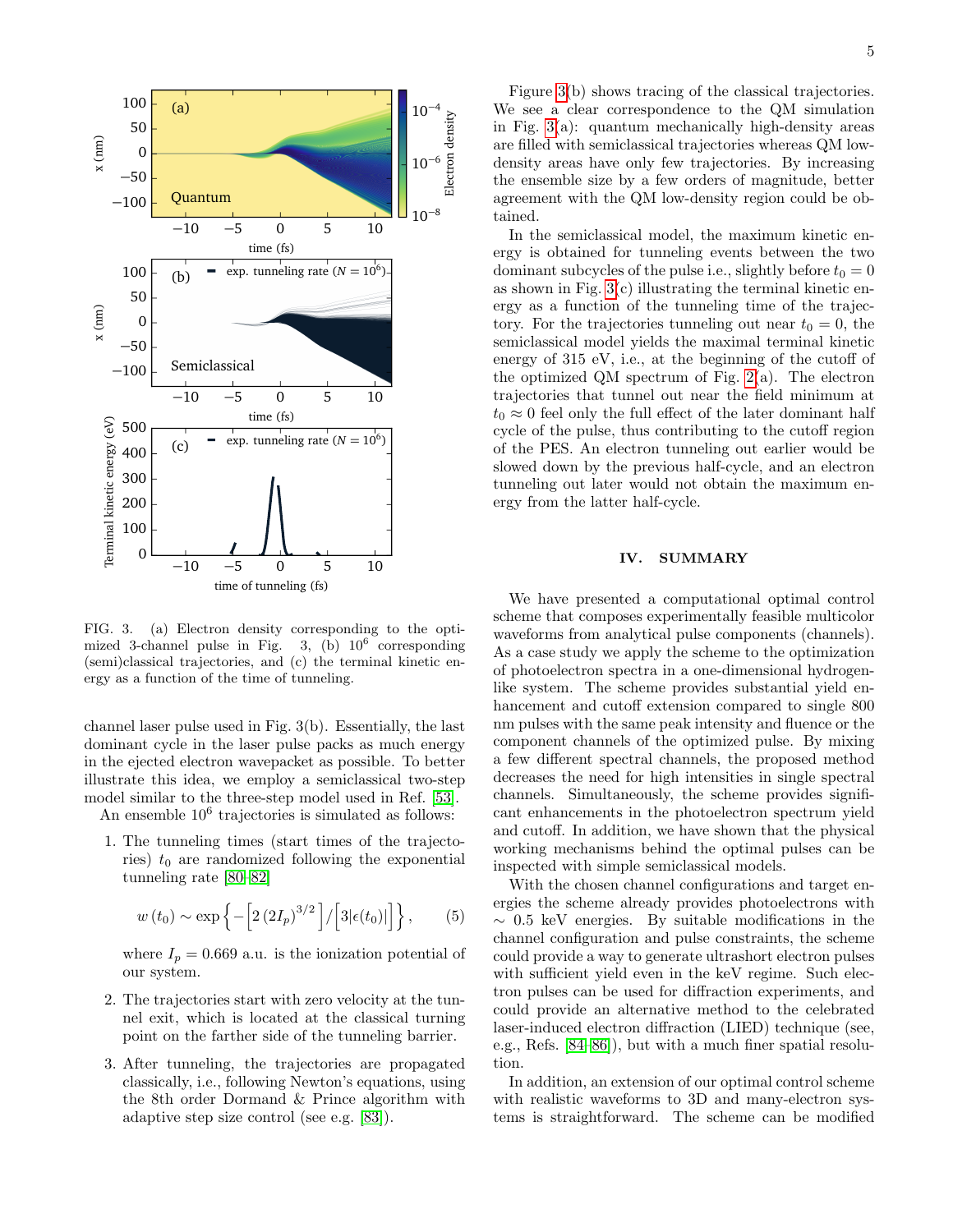FIG. 3. (a) Electron density corresponding to the optimized 3-channel pulse in Fig. 3, (b) $10^6$ corresponding (semi)classical trajectories, and (c) the terminal kinetic energy as a function of the time of tunneling.

channel laser pulse used in Fig. 3(b). Essentially, the last dominant cycle in the laser pulse packs as much energy in the ejected electron wavepacket as possible. To better illustrate this idea, we employ a semiclassical two-step model similar to the three-step model used in Ref. [53].

An ensemble $10^6$ trajectories is simulated as follows:

1. The tunneling times (start times of the trajectories) $t_0$ are randomized following the exponential tunneling rate [80–82]

$$w(t_0) \sim \exp\left\{-\left[2\left(2I_p\right)^{3/2}\right]/\left[3|\epsilon(t_0)|\right]\right\}, \quad (5)$$

   where $I_p = 0.669$ a.u. is the ionization potential of our system.

2. The trajectories start with zero velocity at the tunnel exit, which is located at the classical turning point on the farther side of the tunneling barrier.

3. After tunneling, the trajectories are propagated classically, i.e., following Newton's equations, using the 8th order Dormand & Prince algorithm with adaptive step size control (see e.g. [83]).

Figure 3(b) shows tracing of the classical trajectories. We see a clear correspondence to the QM simulation in Fig. 3(a): quantum mechanically high-density areas are filled with semiclassical trajectories whereas QM low-density areas have only few trajectories. By increasing the ensemble size by a few orders of magnitude, better agreement with the QM low-density region could be obtained.

In the semiclassical model, the maximum kinetic energy is obtained for tunneling events between the two dominant subcycles of the pulse i.e., slightly before $t_0 = 0$ as shown in Fig. 3(c) illustrating the terminal kinetic energy as a function of the tunneling time of the trajectory. For the trajectories tunneling out near $t_0 = 0$, the semiclassical model yields the maximal terminal kinetic energy of 315 eV, i.e., at the beginning of the cutoff of the optimized QM spectrum of Fig. 2(a). The electron trajectories that tunnel out near the field minimum at $t_0 \approx 0$ feel only the full effect of the later dominant half cycle of the pulse, thus contributing to the cutoff region of the PES. An electron tunneling out earlier would be slowed down by the previous half-cycle, and an electron tunneling out later would not obtain the maximum energy from the latter half-cycle.

## IV. SUMMARY

We have presented a computational optimal control scheme that composes experimentally feasible multicolor waveforms from analytical pulse components (channels). As a case study we apply the scheme to the optimization of photoelectron spectra in a one-dimensional hydrogen-like system. The scheme provides substantial yield enhancement and cutoff extension compared to single 800 nm pulses with the same peak intensity and fluence or the component channels of the optimized pulse. By mixing a few different spectral channels, the proposed method decreases the need for high intensities in single spectral channels. Simultaneously, the scheme provides significant enhancements in the photoelectron spectrum yield and cutoff. In addition, we have shown that the physical working mechanisms behind the optimal pulses can be inspected with simple semiclassical models.

With the chosen channel configurations and target energies the scheme already provides photoelectrons with $\sim$ 0.5 keV energies. By suitable modifications in the channel configuration and pulse constraints, the scheme could provide a way to generate ultrashort electron pulses with sufficient yield even in the keV regime. Such electron pulses can be used for diffraction experiments, and could provide an alternative method to the celebrated laser-induced electron diffraction (LIED) technique (see, e.g., Refs. [84–86]), but with a much finer spatial resolution.

In addition, an extension of our optimal control scheme with realistic waveforms to 3D and many-electron systems is straightforward. The scheme can be modified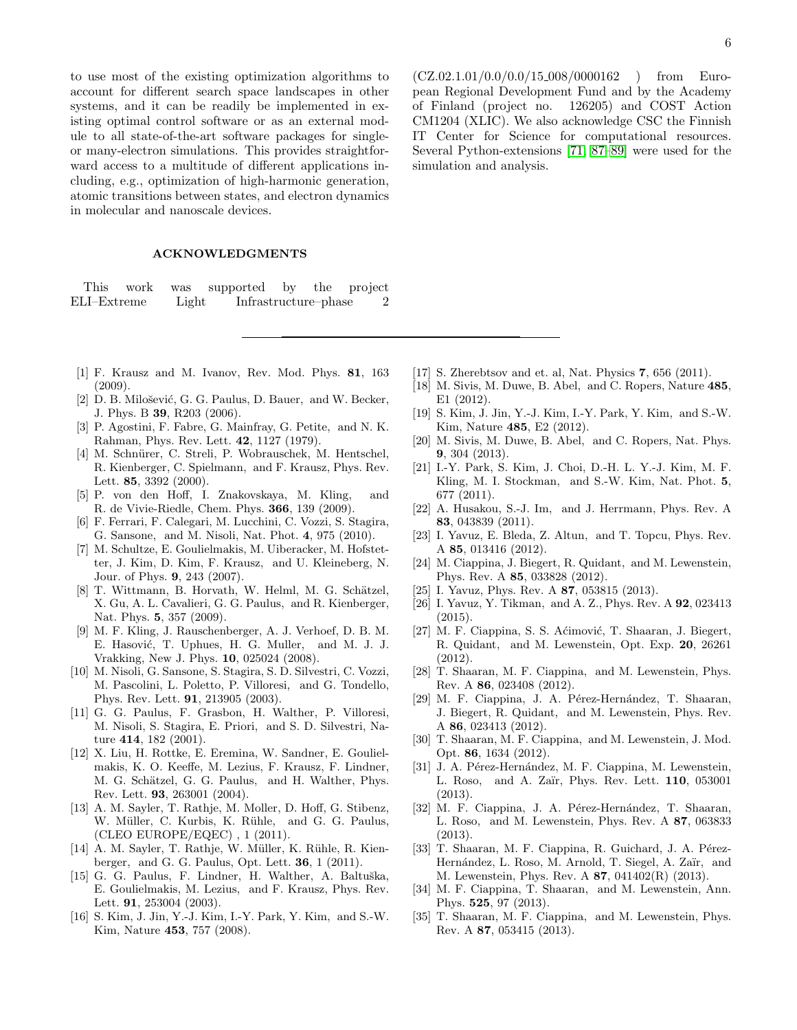to use most of the existing optimization algorithms to account for different search space landscapes in other systems, and it can be readily be implemented in existing optimal control software or as an external module to all state-of-the-art software packages for single- or many-electron simulations. This provides straightforward access to a multitude of different applications including, e.g., optimization of high-harmonic generation, atomic transitions between states, and electron dynamics in molecular and nanoscale devices.

## ACKNOWLEDGMENTS

This work was supported by the project ELI–Extreme Light Infrastructure–phase 2 (CZ.02.1.01/0.0/0.0/15_008/0000162 ) from European Regional Development Fund and by the Academy of Finland (project no. 126205) and COST Action CM1204 (XLIC). We also acknowledge CSC the Finnish IT Center for Science for computational resources. Several Python-extensions [71, 87–89] were used for the simulation and analysis.

---

[1] F. Krausz and M. Ivanov, Rev. Mod. Phys. **81**, 163 (2009).

[2] D. B. Milošević, G. G. Paulus, D. Bauer, and W. Becker, J. Phys. B **39**, R203 (2006).

[3] P. Agostini, F. Fabre, G. Mainfray, G. Petite, and N. K. Rahman, Phys. Rev. Lett. **42**, 1127 (1979).

[4] M. Schnürer, C. Streli, P. Wobrauschek, M. Hentschel, R. Kienberger, C. Spielmann, and F. Krausz, Phys. Rev. Lett. **85**, 3392 (2000).

[5] P. von den Hoff, I. Znakovskaya, M. Kling, and R. de Vivie-Riedle, Chem. Phys. **366**, 139 (2009).

[6] F. Ferrari, F. Calegari, M. Lucchini, C. Vozzi, S. Stagira, G. Sansone, and M. Nisoli, Nat. Phot. **4**, 975 (2010).

[7] M. Schultze, E. Goulielmakis, M. Uiberacker, M. Hofstetter, J. Kim, D. Kim, F. Krausz, and U. Kleineberg, N. Jour. of Phys. **9**, 243 (2007).

[8] T. Wittmann, B. Horvath, W. Helml, M. G. Schätzel, X. Gu, A. L. Cavalieri, G. G. Paulus, and R. Kienberger, Nat. Phys. **5**, 357 (2009).

[9] M. F. Kling, J. Rauschenberger, A. J. Verhoef, D. B. M. E. Hasović, T. Uphues, H. G. Muller, and M. J. J. Vrakking, New J. Phys. **10**, 025024 (2008).

[10] M. Nisoli, G. Sansone, S. Stagira, S. D. Silvestri, C. Vozzi, M. Pascolini, L. Poletto, P. Villoresi, and G. Tondello, Phys. Rev. Lett. **91**, 213905 (2003).

[11] G. G. Paulus, F. Grasbon, H. Walther, P. Villoresi, M. Nisoli, S. Stagira, E. Priori, and S. D. Silvestri, Nature **414**, 182 (2001).

[12] X. Liu, H. Rottke, E. Eremina, W. Sandner, E. Goulielmakis, K. O. Keeffe, M. Lezius, F. Krausz, F. Lindner, M. G. Schätzel, G. G. Paulus, and H. Walther, Phys. Rev. Lett. **93**, 263001 (2004).

[13] A. M. Sayler, T. Rathje, M. Moller, D. Hoff, G. Stibenz, W. Müller, C. Kurbis, K. Rühle, and G. G. Paulus, (CLEO EUROPE/EQEC) , 1 (2011).

[14] A. M. Sayler, T. Rathje, W. Müller, K. Rühle, R. Kienberger, and G. G. Paulus, Opt. Lett. **36**, 1 (2011).

[15] G. G. Paulus, F. Lindner, H. Walther, A. Baltuška, E. Goulielmakis, M. Lezius, and F. Krausz, Phys. Rev. Lett. **91**, 253004 (2003).

[16] S. Kim, J. Jin, Y.-J. Kim, I.-Y. Park, Y. Kim, and S.-W. Kim, Nature **453**, 757 (2008).

[17] S. Zherebtsov and et. al, Nat. Physics **7**, 656 (2011).

[18] M. Sivis, M. Duwe, B. Abel, and C. Ropers, Nature **485**, E1 (2012).

[19] S. Kim, J. Jin, Y.-J. Kim, I.-Y. Park, Y. Kim, and S.-W. Kim, Nature **485**, E2 (2012).

[20] M. Sivis, M. Duwe, B. Abel, and C. Ropers, Nat. Phys. **9**, 304 (2013).

[21] I.-Y. Park, S. Kim, J. Choi, D.-H. L. Y.-J. Kim, M. F. Kling, M. I. Stockman, and S.-W. Kim, Nat. Phot. **5**, 677 (2011).

[22] A. Husakou, S.-J. Im, and J. Herrmann, Phys. Rev. A **83**, 043839 (2011).

[23] I. Yavuz, E. Bleda, Z. Altun, and T. Topcu, Phys. Rev. A **85**, 013416 (2012).

[24] M. Ciappina, J. Biegert, R. Quidant, and M. Lewenstein, Phys. Rev. A **85**, 033828 (2012).

[25] I. Yavuz, Phys. Rev. A **87**, 053815 (2013).

[26] I. Yavuz, Y. Tikman, and A. Z., Phys. Rev. A **92**, 023413 (2015).

[27] M. F. Ciappina, S. S. Aćimović, T. Shaaran, J. Biegert, R. Quidant, and M. Lewenstein, Opt. Exp. **20**, 26261 (2012).

[28] T. Shaaran, M. F. Ciappina, and M. Lewenstein, Phys. Rev. A **86**, 023408 (2012).

[29] M. F. Ciappina, J. A. Pérez-Hernández, T. Shaaran, J. Biegert, R. Quidant, and M. Lewenstein, Phys. Rev. A **86**, 023413 (2012).

[30] T. Shaaran, M. F. Ciappina, and M. Lewenstein, J. Mod. Opt. **86**, 1634 (2012).

[31] J. A. Pérez-Hernández, M. F. Ciappina, M. Lewenstein, L. Roso, and A. Zaïr, Phys. Rev. Lett. **110**, 053001 (2013).

[32] M. F. Ciappina, J. A. Pérez-Hernández, T. Shaaran, L. Roso, and M. Lewenstein, Phys. Rev. A **87**, 063833 (2013).

[33] T. Shaaran, M. F. Ciappina, R. Guichard, J. A. Pérez-Hernández, L. Roso, M. Arnold, T. Siegel, A. Zaïr, and M. Lewenstein, Phys. Rev. A **87**, 041402(R) (2013).

[34] M. F. Ciappina, T. Shaaran, and M. Lewenstein, Ann. Phys. **525**, 97 (2013).

[35] T. Shaaran, M. F. Ciappina, and M. Lewenstein, Phys. Rev. A **87**, 053415 (2013).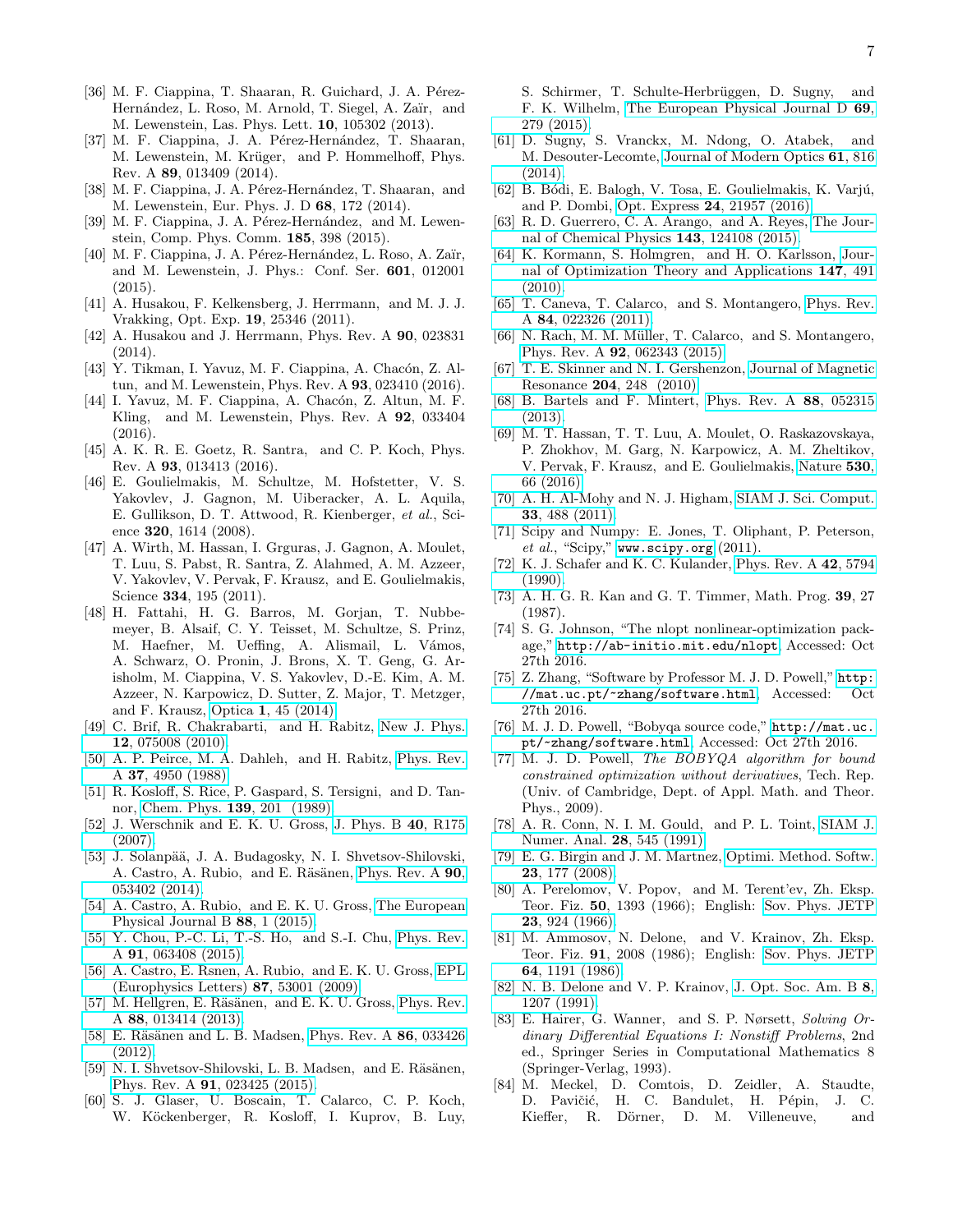[36] M. F. Ciappina, T. Shaaran, R. Guichard, J. A. Pérez-Hernández, L. Roso, M. Arnold, T. Siegel, A. Zaïr, and M. Lewenstein, Las. Phys. Lett. **10**, 105302 (2013).

[37] M. F. Ciappina, J. A. Pérez-Hernández, T. Shaaran, M. Lewenstein, M. Krüger, and P. Hommelhoff, Phys. Rev. A **89**, 013409 (2014).

[38] M. F. Ciappina, J. A. Pérez-Hernández, T. Shaaran, and M. Lewenstein, Eur. Phys. J. D **68**, 172 (2014).

[39] M. F. Ciappina, J. A. Pérez-Hernández, and M. Lewenstein, Comp. Phys. Comm. **185**, 398 (2015).

[40] M. F. Ciappina, J. A. Pérez-Hernández, L. Roso, A. Zaïr, and M. Lewenstein, J. Phys.: Conf. Ser. **601**, 012001 (2015).

[41] A. Husakou, F. Kelkensberg, J. Herrmann, and M. J. J. Vrakking, Opt. Exp. **19**, 25346 (2011).

[42] A. Husakou and J. Herrmann, Phys. Rev. A **90**, 023831 (2014).

[43] Y. Tikman, I. Yavuz, M. F. Ciappina, A. Chacón, Z. Altun, and M. Lewenstein, Phys. Rev. A **93**, 023410 (2016).

[44] I. Yavuz, M. F. Ciappina, A. Chacón, Z. Altun, M. F. Kling, and M. Lewenstein, Phys. Rev. A **92**, 033404 (2016).

[45] A. K. R. E. Goetz, R. Santra, and C. P. Koch, Phys. Rev. A **93**, 013413 (2016).

[46] E. Goulielmakis, M. Schultze, M. Hofstetter, V. S. Yakovlev, J. Gagnon, M. Uiberacker, A. L. Aquila, E. Gullikson, D. T. Attwood, R. Kienberger, *et al.*, Science **320**, 1614 (2008).

[47] A. Wirth, M. Hassan, I. Grguras, J. Gagnon, A. Moulet, T. Luu, S. Pabst, R. Santra, Z. Alahmed, A. M. Azzeer, V. Yakovlev, V. Pervak, F. Krausz, and E. Goulielmakis, Science **334**, 195 (2011).

[48] H. Fattahi, H. G. Barros, M. Gorjan, T. Nubbemeyer, B. Alsaif, C. Y. Teisset, M. Schultze, S. Prinz, M. Haefner, M. Ueffing, A. Alismail, L. Vámos, A. Schwarz, O. Pronin, J. Brons, X. T. Geng, G. Arisholm, M. Ciappina, V. S. Yakovlev, D.-E. Kim, A. M. Azzeer, N. Karpowicz, D. Sutter, Z. Major, T. Metzger, and F. Krausz, Optica **1**, 45 (2014).

[49] C. Brif, R. Chakrabarti, and H. Rabitz, New J. Phys. **12**, 075008 (2010).

[50] A. P. Peirce, M. A. Dahleh, and H. Rabitz, Phys. Rev. A **37**, 4950 (1988).

[51] R. Kosloff, S. Rice, P. Gaspard, S. Tersigni, and D. Tannor, Chem. Phys. **139**, 201 (1989).

[52] J. Werschnik and E. K. U. Gross, J. Phys. B **40**, R175 (2007).

[53] J. Solanpää, J. A. Budagosky, N. I. Shvetsov-Shilovski, A. Castro, A. Rubio, and E. Räsänen, Phys. Rev. A **90**, 053402 (2014).

[54] A. Castro, A. Rubio, and E. K. U. Gross, The European Physical Journal B **88**, 1 (2015).

[55] Y. Chou, P.-C. Li, T.-S. Ho, and S.-I. Chu, Phys. Rev. A **91**, 063408 (2015).

[56] A. Castro, E. Rsnen, A. Rubio, and E. K. U. Gross, EPL (Europhysics Letters) **87**, 53001 (2009).

[57] M. Hellgren, E. Räsänen, and E. K. U. Gross, Phys. Rev. A **88**, 013414 (2013).

[58] E. Räsänen and L. B. Madsen, Phys. Rev. A **86**, 033426 (2012).

[59] N. I. Shvetsov-Shilovski, L. B. Madsen, and E. Räsänen, Phys. Rev. A **91**, 023425 (2015).

[60] S. J. Glaser, U. Boscain, T. Calarco, C. P. Koch, W. Köckenberger, R. Kosloff, I. Kuprov, B. Luy, S. Schirmer, T. Schulte-Herbrüggen, D. Sugny, and F. K. Wilhelm, The European Physical Journal D **69**, 279 (2015).

[61] D. Sugny, S. Vranckx, M. Ndong, O. Atabek, and M. Desouter-Lecomte, Journal of Modern Optics **61**, 816 (2014).

[62] B. Bódi, E. Balogh, V. Tosa, E. Goulielmakis, K. Varjú, and P. Dombi, Opt. Express **24**, 21957 (2016).

[63] R. D. Guerrero, C. A. Arango, and A. Reyes, The Journal of Chemical Physics **143**, 124108 (2015).

[64] K. Kormann, S. Holmgren, and H. O. Karlsson, Journal of Optimization Theory and Applications **147**, 491 (2010).

[65] T. Caneva, T. Calarco, and S. Montangero, Phys. Rev. A **84**, 022326 (2011).

[66] N. Rach, M. M. Müller, T. Calarco, and S. Montangero, Phys. Rev. A **92**, 062343 (2015).

[67] T. E. Skinner and N. I. Gershenzon, Journal of Magnetic Resonance **204**, 248 (2010).

[68] B. Bartels and F. Mintert, Phys. Rev. A **88**, 052315 (2013).

[69] M. T. Hassan, T. T. Luu, A. Moulet, O. Raskazovskaya, P. Zhokhov, M. Garg, N. Karpowicz, A. M. Zheltikov, V. Pervak, F. Krausz, and E. Goulielmakis, Nature **530**, 66 (2016).

[70] A. H. Al-Mohy and N. J. Higham, SIAM J. Sci. Comput. **33**, 488 (2011).

[71] Scipy and Numpy: E. Jones, T. Oliphant, P. Peterson, *et al.*, "Scipy," `www.scipy.org` (2011).

[72] K. J. Schafer and K. C. Kulander, Phys. Rev. A **42**, 5794 (1990).

[73] A. H. G. R. Kan and G. T. Timmer, Math. Prog. **39**, 27 (1987).

[74] S. G. Johnson, "The nlopt nonlinear-optimization package," `http://ab-initio.mit.edu/nlopt`, Accessed: Oct 27th 2016.

[75] Z. Zhang, "Software by Professor M. J. D. Powell," `http://mat.uc.pt/~zhang/software.html`, Accessed: Oct 27th 2016.

[76] M. J. D. Powell, "Bobyqa source code," `http://mat.uc.pt/~zhang/software.html`, Accessed: Oct 27th 2016.

[77] M. J. D. Powell, *The BOBYQA algorithm for bound constrained optimization without derivatives*, Tech. Rep. (Univ. of Cambridge, Dept. of Appl. Math. and Theor. Phys., 2009).

[78] A. R. Conn, N. I. M. Gould, and P. L. Toint, SIAM J. Numer. Anal. **28**, 545 (1991).

[79] E. G. Birgin and J. M. Martnez, Optimi. Method. Softw. **23**, 177 (2008).

[80] A. Perelomov, V. Popov, and M. Terent'ev, Zh. Eksp. Teor. Fiz. **50**, 1393 (1966); English: Sov. Phys. JETP **23**, 924 (1966).

[81] M. Ammosov, N. Delone, and V. Krainov, Zh. Eksp. Teor. Fiz. **91**, 2008 (1986); English: Sov. Phys. JETP **64**, 1191 (1986).

[82] N. B. Delone and V. P. Krainov, J. Opt. Soc. Am. B **8**, 1207 (1991).

[83] E. Hairer, G. Wanner, and S. P. Nørsett, *Solving Ordinary Differential Equations I: Nonstiff Problems*, 2nd ed., Springer Series in Computational Mathematics 8 (Springer-Verlag, 1993).

[84] M. Meckel, D. Comtois, D. Zeidler, A. Staudte, D. Pavičić, H. C. Bandulet, H. Pépin, J. C. Kieffer, R. Dörner, D. M. Villeneuve, and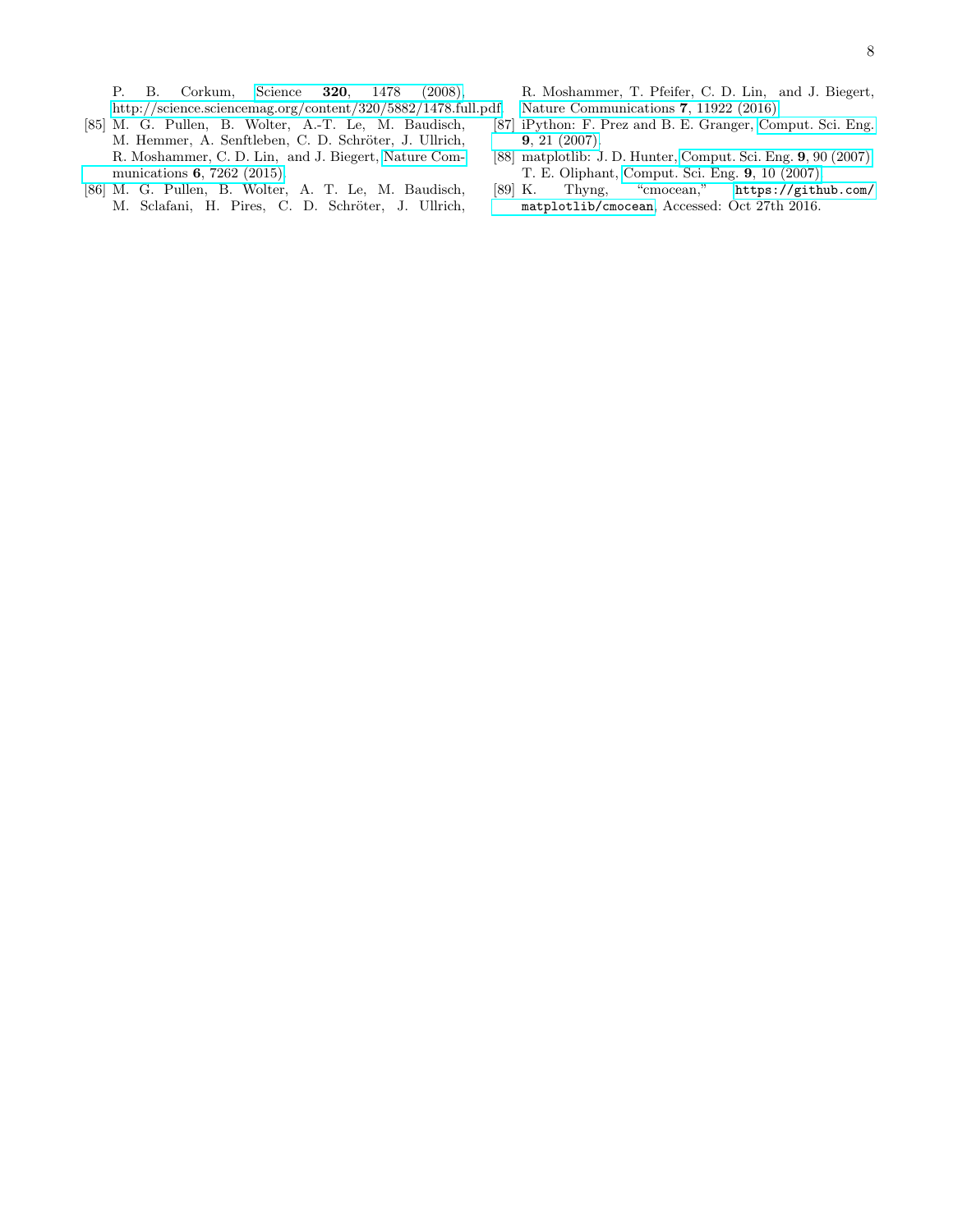P. B. Corkum, Science **320**, 1478 (2008), http://science.sciencemag.org/content/320/5882/1478.full.pdf.

[85] M. G. Pullen, B. Wolter, A.-T. Le, M. Baudisch, M. Hemmer, A. Senftleben, C. D. Schröter, J. Ullrich, R. Moshammer, C. D. Lin, and J. Biegert, Nature Communications **6**, 7262 (2015).

[86] M. G. Pullen, B. Wolter, A. T. Le, M. Baudisch, M. Sclafani, H. Pires, C. D. Schröter, J. Ullrich, R. Moshammer, T. Pfeifer, C. D. Lin, and J. Biegert, Nature Communications **7**, 11922 (2016).

[87] iPython: F. Prez and B. E. Granger, Comput. Sci. Eng. **9**, 21 (2007).

[88] matplotlib: J. D. Hunter, Comput. Sci. Eng. **9**, 90 (2007). T. E. Oliphant, Comput. Sci. Eng. **9**, 10 (2007).

[89] K. Thyng, "cmocean," `https://github.com/matplotlib/cmocean`, Accessed: Oct 27th 2016.